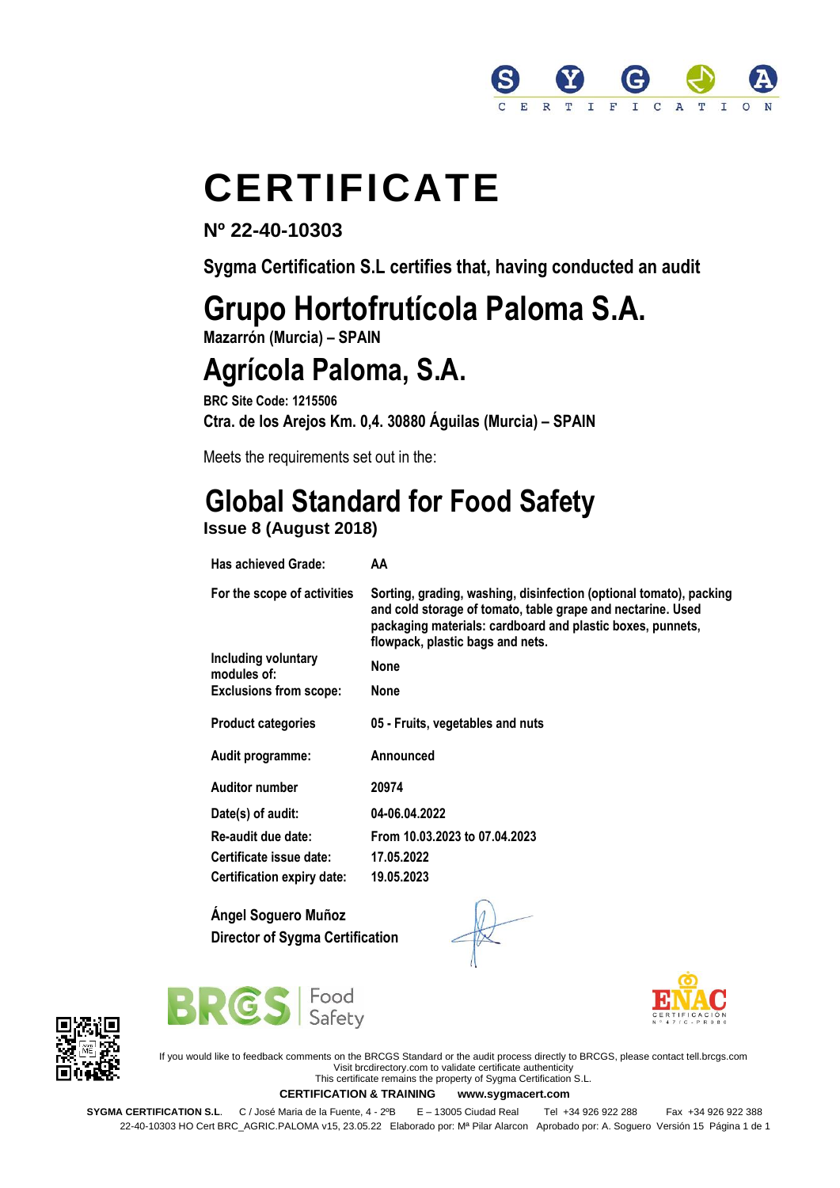SYGMA CERTIFICATION

# CERTIFICATE

**Nº 22-40-10303**

**Sygma Certification S.L certifies that, having conducted an audit**

# Grupo Hortofrutícola Paloma S.A.

**Mazarrón (Murcia) – SPAIN**

# Agrícola Paloma, S.A.

**BRC Site Code: 1215506**

**Ctra. de los Arejos Km. 0,4. 30880 Águilas (Murcia) – SPAIN**

Meets the requirements set out in the:

## Global Standard for Food Safety

**Issue 8 (August 2018)**

| | |
|---|---|
| **Has achieved Grade:** | **AA** |
| **For the scope of activities** | **Sorting, grading, washing, disinfection (optional tomato), packing and cold storage of tomato, table grape and nectarine. Used packaging materials: cardboard and plastic boxes, punnets, flowpack, plastic bags and nets.** |
| **Including voluntary modules of:** | **None** |
| **Exclusions from scope:** | **None** |
| **Product categories** | **05 - Fruits, vegetables and nuts** |
| **Audit programme:** | **Announced** |
| **Auditor number** | **20974** |
| **Date(s) of audit:** | **04-06.04.2022** |
| **Re-audit due date:** | **From 10.03.2023 to 07.04.2023** |
| **Certificate issue date:** | **17.05.2022** |
| **Certification expiry date:** | **19.05.2023** |

**Ángel Soguero Muñoz**
**Director of Sygma Certification**

BRCGS Food Safety

ENAC CERTIFICACIÓN Nº 47/C-PR080

If you would like to feedback comments on the BRCGS Standard or the audit process directly to BRCGS, please contact tell.brcgs.com
Visit brcdirectory.com to validate certificate authenticity
This certificate remains the property of Sygma Certification S.L.

**CERTIFICATION & TRAINING www.sygmacert.com**

**SYGMA CERTIFICATION S.L.** C / José Maria de la Fuente, 4 - 2ºB E – 13005 Ciudad Real Tel +34 926 922 288 Fax +34 926 922 388

22-40-10303 HO Cert BRC_AGRIC.PALOMA v15, 23.05.22 Elaborado por: Mª Pilar Alarcon Aprobado por: A. Soguero Versión 15 Página 1 de 1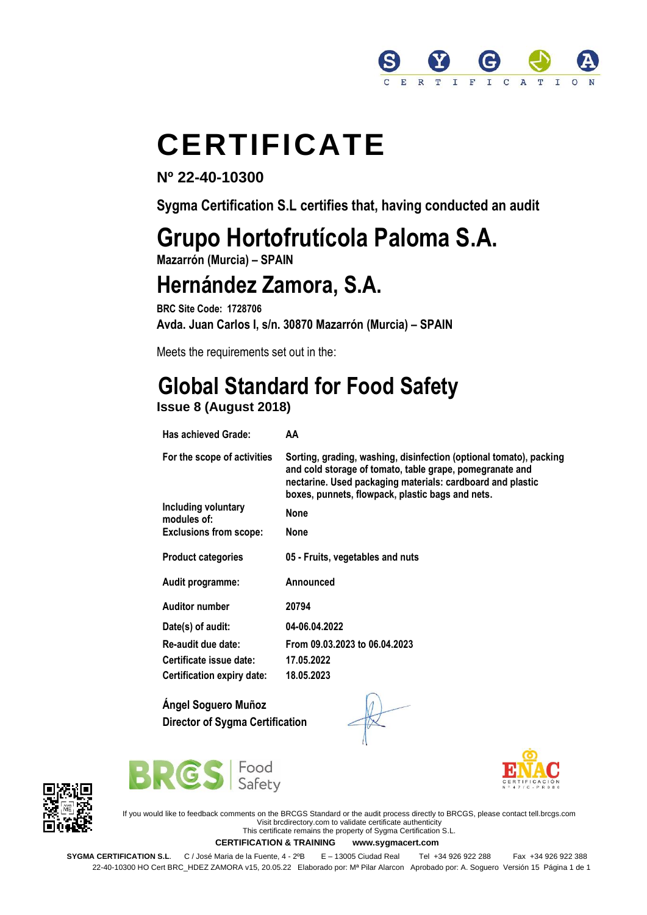# CERTIFICATE

**Nº 22-40-10300**

**Sygma Certification S.L certifies that, having conducted an audit**

## Grupo Hortofrutícola Paloma S.A.

**Mazarrón (Murcia) – SPAIN**

## Hernández Zamora, S.A.

**BRC Site Code: 1728706**

**Avda. Juan Carlos I, s/n. 30870 Mazarrón (Murcia) – SPAIN**

Meets the requirements set out in the:

## Global Standard for Food Safety

**Issue 8 (August 2018)**

| | |
|---|---|
| **Has achieved Grade:** | **AA** |
| **For the scope of activities** | **Sorting, grading, washing, disinfection (optional tomato), packing and cold storage of tomato, table grape, pomegranate and nectarine. Used packaging materials: cardboard and plastic boxes, punnets, flowpack, plastic bags and nets.** |
| **Including voluntary modules of:** | **None** |
| **Exclusions from scope:** | **None** |
| **Product categories** | **05 - Fruits, vegetables and nuts** |
| **Audit programme:** | **Announced** |
| **Auditor number** | **20794** |
| **Date(s) of audit:** | **04-06.04.2022** |
| **Re-audit due date:** | **From 09.03.2023 to 06.04.2023** |
| **Certificate issue date:** | **17.05.2022** |
| **Certification expiry date:** | **18.05.2023** |

**Ángel Soguero Muñoz**
**Director of Sygma Certification**

If you would like to feedback comments on the BRCGS Standard or the audit process directly to BRCGS, please contact tell.brcgs.com
Visit brcdirectory.com to validate certificate authenticity
This certificate remains the property of Sygma Certification S.L.

**CERTIFICATION & TRAINING** **www.sygmacert.com**

**SYGMA CERTIFICATION S.L.** C / José Maria de la Fuente, 4 - 2ºB E – 13005 Ciudad Real Tel +34 926 922 288 Fax +34 926 922 388

22-40-10300 HO Cert BRC_HDEZ ZAMORA v15, 20.05.22 Elaborado por: Mª Pilar Alarcon Aprobado por: A. Soguero Versión 15